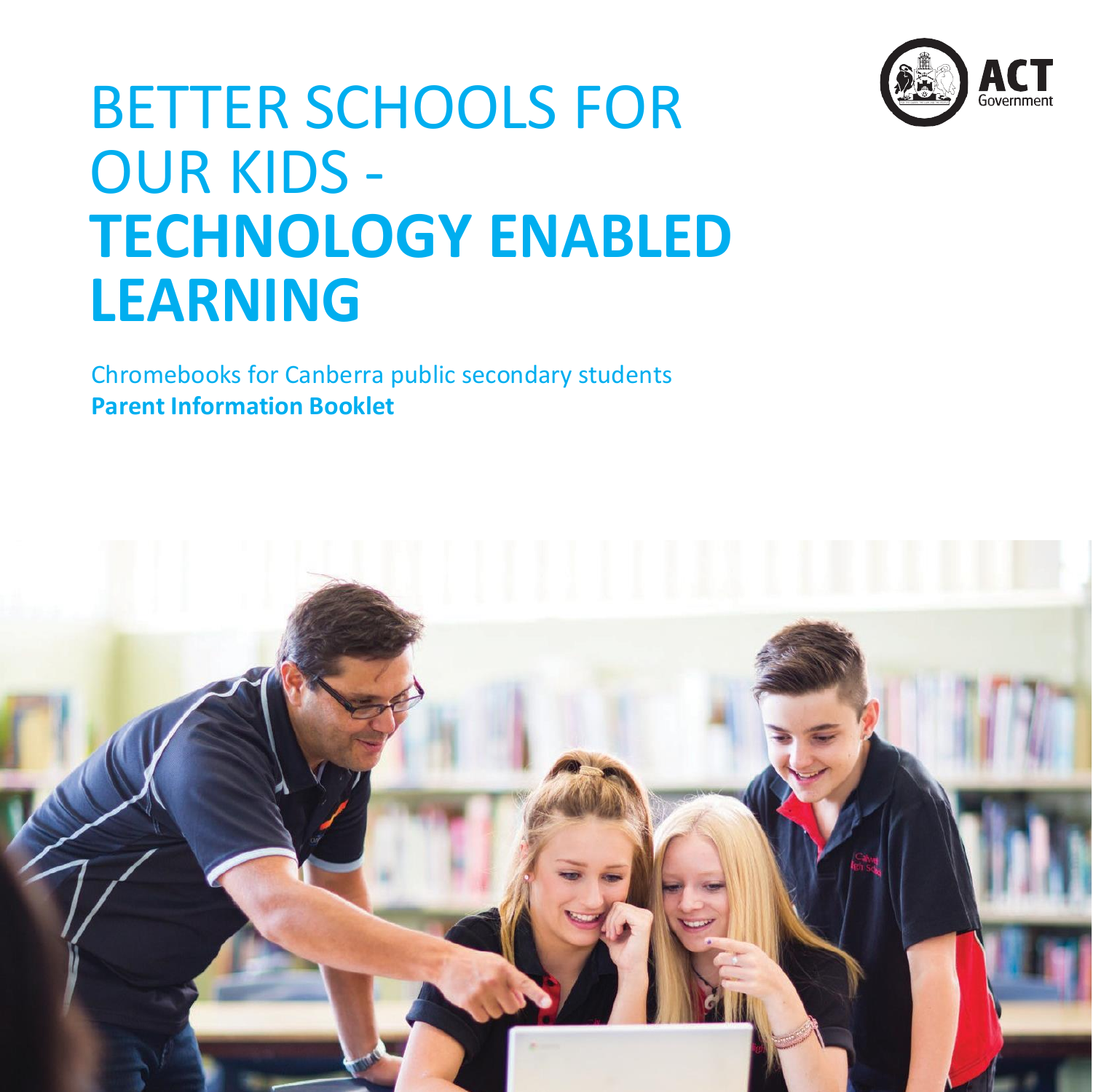# BETTER SCHOOLS FOR OUR KIDS - **TECHNOLOGY ENABLED LEARNING**

ACT Government

Chromebooks for Canberra public secondary students

**Parent Information Booklet**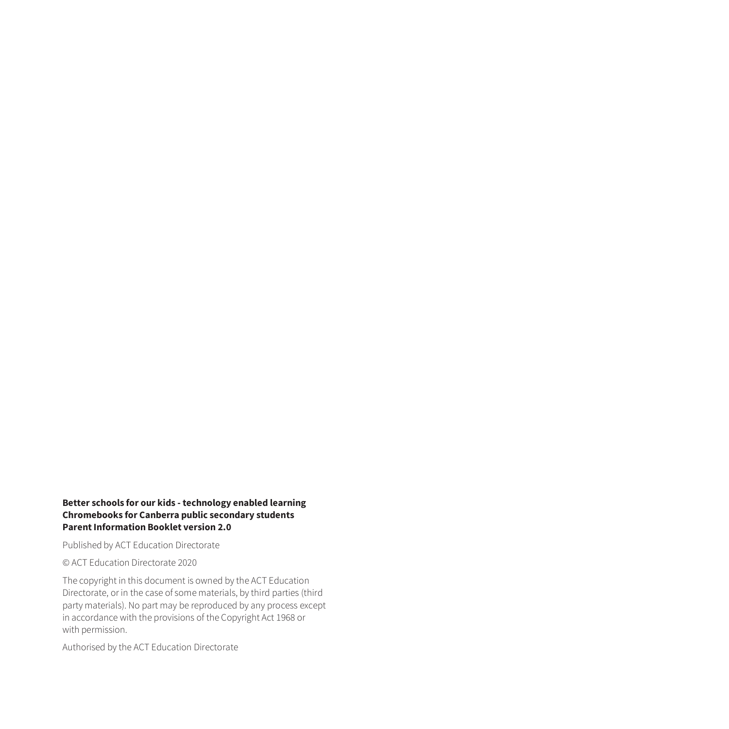**Better schools for our kids - technology enabled learning**
**Chromebooks for Canberra public secondary students**
**Parent Information Booklet version 2.0**

Published by ACT Education Directorate

© ACT Education Directorate 2020

The copyright in this document is owned by the ACT Education Directorate, or in the case of some materials, by third parties (third party materials). No part may be reproduced by any process except in accordance with the provisions of the Copyright Act 1968 or with permission.

Authorised by the ACT Education Directorate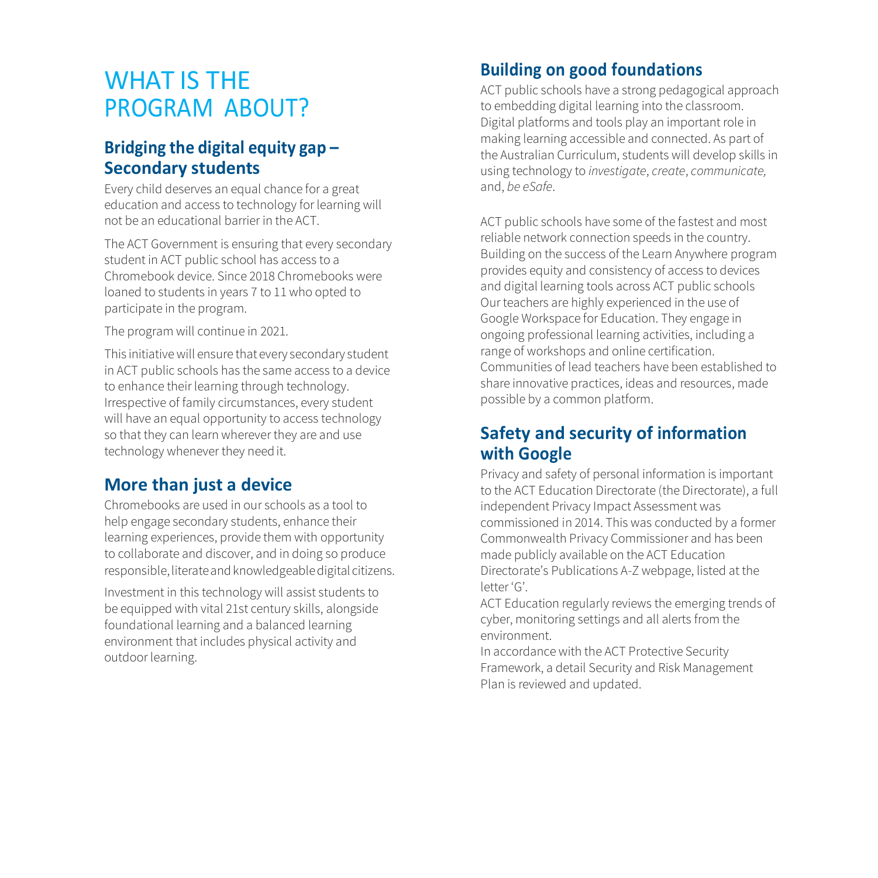# WHAT IS THE PROGRAM ABOUT?

## Bridging the digital equity gap – Secondary students

Every child deserves an equal chance for a great education and access to technology for learning will not be an educational barrier in the ACT.

The ACT Government is ensuring that every secondary student in ACT public school has access to a Chromebook device. Since 2018 Chromebooks were loaned to students in years 7 to 11 who opted to participate in the program.

The program will continue in 2021.

This initiative will ensure that every secondary student in ACT public schools has the same access to a device to enhance their learning through technology. Irrespective of family circumstances, every student will have an equal opportunity to access technology so that they can learn wherever they are and use technology whenever they need it.

## More than just a device

Chromebooks are used in our schools as a tool to help engage secondary students, enhance their learning experiences, provide them with opportunity to collaborate and discover, and in doing so produce responsible, literate and knowledgeable digital citizens.

Investment in this technology will assist students to be equipped with vital 21st century skills, alongside foundational learning and a balanced learning environment that includes physical activity and outdoor learning.

## Building on good foundations

ACT public schools have a strong pedagogical approach to embedding digital learning into the classroom. Digital platforms and tools play an important role in making learning accessible and connected. As part of the Australian Curriculum, students will develop skills in using technology to *investigate*, *create*, *communicate,* and, *be eSafe*.

ACT public schools have some of the fastest and most reliable network connection speeds in the country. Building on the success of the Learn Anywhere program provides equity and consistency of access to devices and digital learning tools across ACT public schools Our teachers are highly experienced in the use of Google Workspace for Education. They engage in ongoing professional learning activities, including a range of workshops and online certification. Communities of lead teachers have been established to share innovative practices, ideas and resources, made possible by a common platform.

## Safety and security of information with Google

Privacy and safety of personal information is important to the ACT Education Directorate (the Directorate), a full independent Privacy Impact Assessment was commissioned in 2014. This was conducted by a former Commonwealth Privacy Commissioner and has been made publicly available on the ACT Education Directorate's Publications A-Z webpage, listed at the letter 'G'.

ACT Education regularly reviews the emerging trends of cyber, monitoring settings and all alerts from the environment.

In accordance with the ACT Protective Security Framework, a detail Security and Risk Management Plan is reviewed and updated.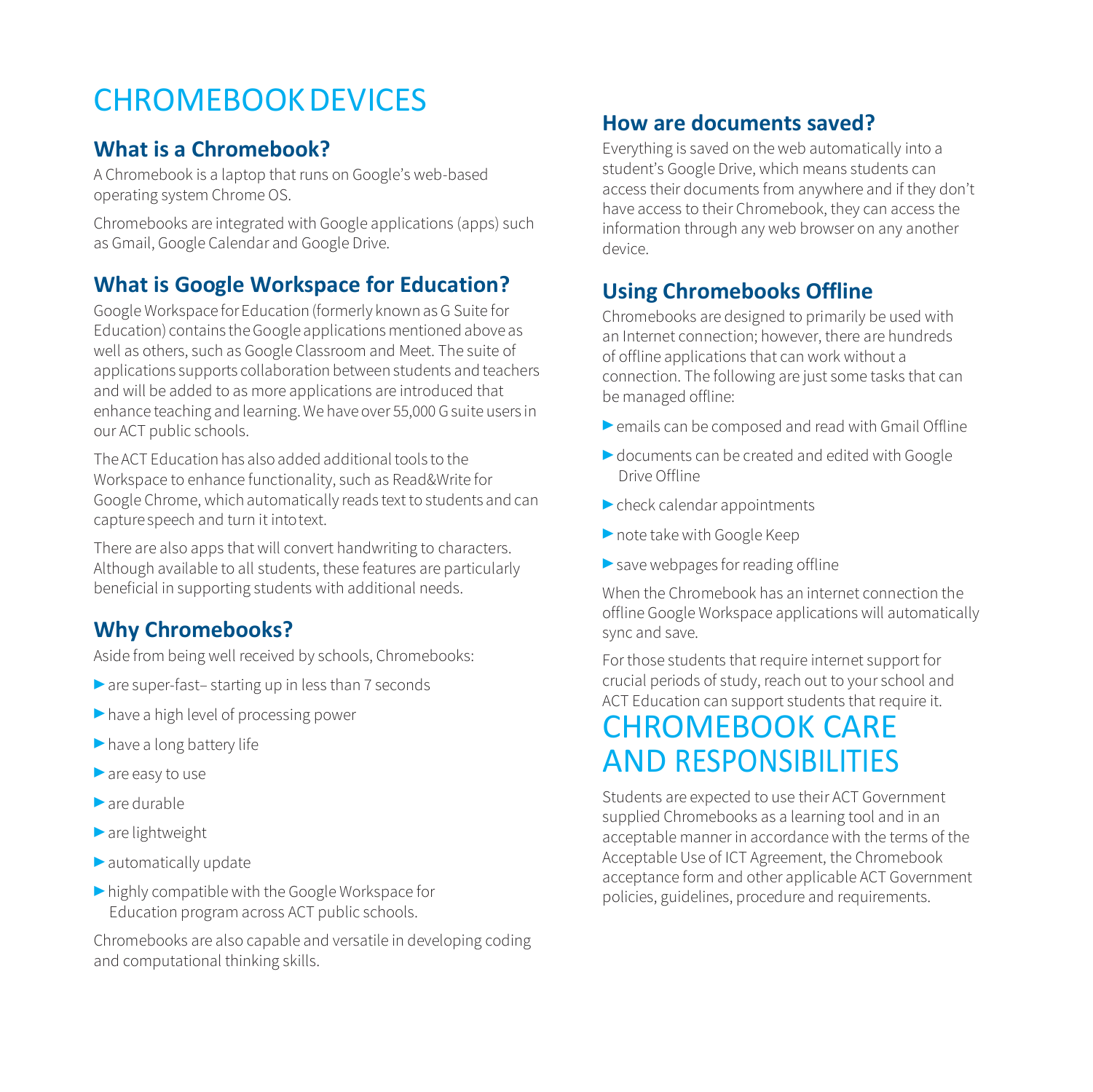# CHROMEBOOK DEVICES

## What is a Chromebook?

A Chromebook is a laptop that runs on Google's web-based operating system Chrome OS.

Chromebooks are integrated with Google applications (apps) such as Gmail, Google Calendar and Google Drive.

## What is Google Workspace for Education?

Google Workspace for Education (formerly known as G Suite for Education) contains the Google applications mentioned above as well as others, such as Google Classroom and Meet. The suite of applications supports collaboration between students and teachers and will be added to as more applications are introduced that enhance teaching and learning. We have over 55,000 G suite users in our ACT public schools.

The ACT Education has also added additional tools to the Workspace to enhance functionality, such as Read&Write for Google Chrome, which automatically reads text to students and can capture speech and turn it into text.

There are also apps that will convert handwriting to characters. Although available to all students, these features are particularly beneficial in supporting students with additional needs.

## Why Chromebooks?

Aside from being well received by schools, Chromebooks:

- are super-fast– starting up in less than 7 seconds
- have a high level of processing power
- have a long battery life
- are easy to use
- are durable
- are lightweight
- automatically update
- highly compatible with the Google Workspace for Education program across ACT public schools.

Chromebooks are also capable and versatile in developing coding and computational thinking skills.

## How are documents saved?

Everything is saved on the web automatically into a student's Google Drive, which means students can access their documents from anywhere and if they don't have access to their Chromebook, they can access the information through any web browser on any another device.

## Using Chromebooks Offline

Chromebooks are designed to primarily be used with an Internet connection; however, there are hundreds of offline applications that can work without a connection. The following are just some tasks that can be managed offline:

- emails can be composed and read with Gmail Offline
- documents can be created and edited with Google Drive Offline
- check calendar appointments
- note take with Google Keep
- save webpages for reading offline

When the Chromebook has an internet connection the offline Google Workspace applications will automatically sync and save.

For those students that require internet support for crucial periods of study, reach out to your school and ACT Education can support students that require it.

# CHROMEBOOK CARE AND RESPONSIBILITIES

Students are expected to use their ACT Government supplied Chromebooks as a learning tool and in an acceptable manner in accordance with the terms of the Acceptable Use of ICT Agreement, the Chromebook acceptance form and other applicable ACT Government policies, guidelines, procedure and requirements.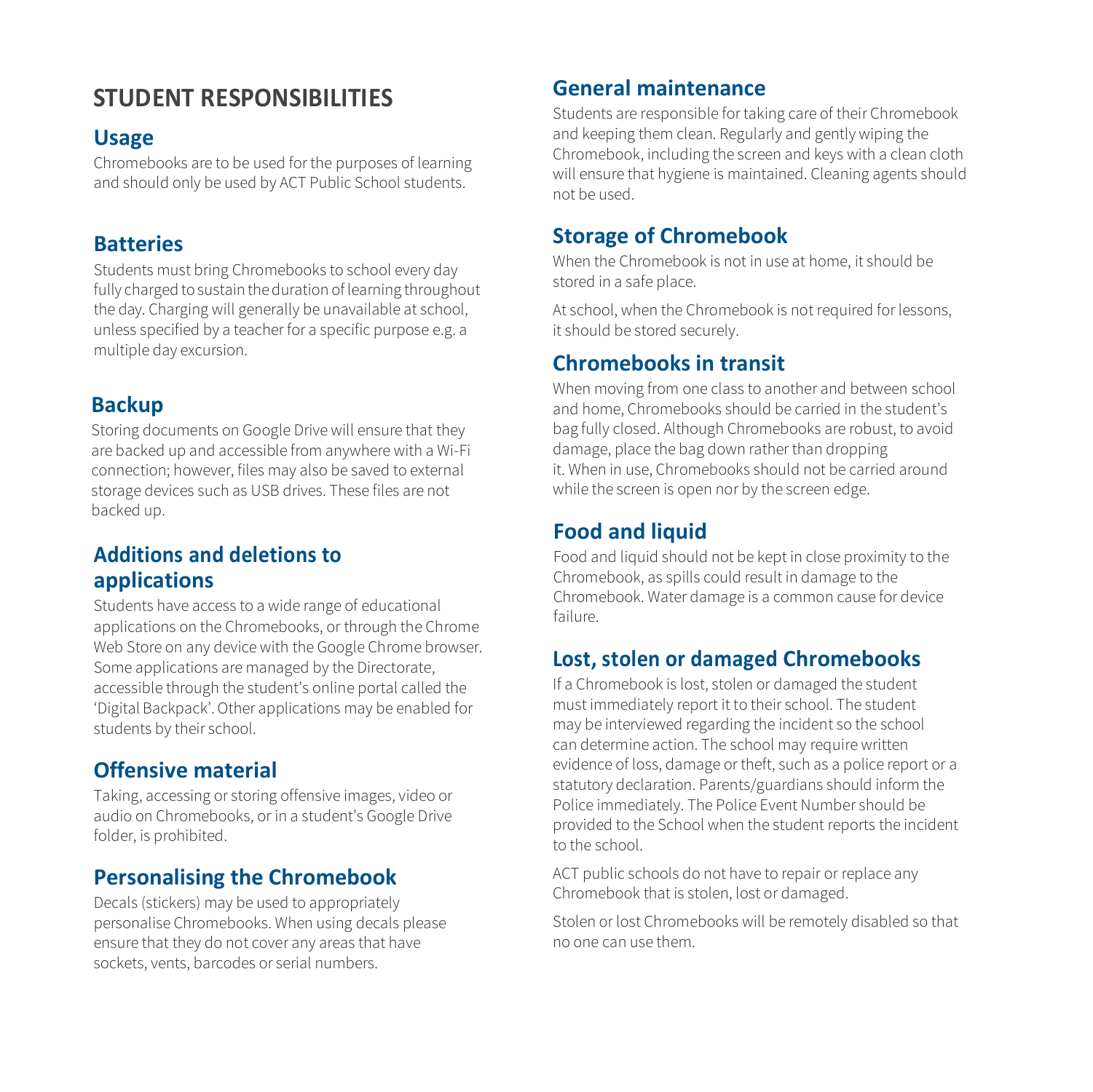# STUDENT RESPONSIBILITIES

## Usage

Chromebooks are to be used for the purposes of learning and should only be used by ACT Public School students.

## Batteries

Students must bring Chromebooks to school every day fully charged to sustain the duration of learning throughout the day. Charging will generally be unavailable at school, unless specified by a teacher for a specific purpose e.g. a multiple day excursion.

## Backup

Storing documents on Google Drive will ensure that they are backed up and accessible from anywhere with a Wi-Fi connection; however, files may also be saved to external storage devices such as USB drives. These files are not backed up.

## Additions and deletions to applications

Students have access to a wide range of educational applications on the Chromebooks, or through the Chrome Web Store on any device with the Google Chrome browser. Some applications are managed by the Directorate, accessible through the student's online portal called the 'Digital Backpack'. Other applications may be enabled for students by their school.

## Offensive material

Taking, accessing or storing offensive images, video or audio on Chromebooks, or in a student's Google Drive folder, is prohibited.

## Personalising the Chromebook

Decals (stickers) may be used to appropriately personalise Chromebooks. When using decals please ensure that they do not cover any areas that have sockets, vents, barcodes or serial numbers.

## General maintenance

Students are responsible for taking care of their Chromebook and keeping them clean. Regularly and gently wiping the Chromebook, including the screen and keys with a clean cloth will ensure that hygiene is maintained. Cleaning agents should not be used.

## Storage of Chromebook

When the Chromebook is not in use at home, it should be stored in a safe place.

At school, when the Chromebook is not required for lessons, it should be stored securely.

## Chromebooks in transit

When moving from one class to another and between school and home, Chromebooks should be carried in the student's bag fully closed. Although Chromebooks are robust, to avoid damage, place the bag down rather than dropping it. When in use, Chromebooks should not be carried around while the screen is open nor by the screen edge.

## Food and liquid

Food and liquid should not be kept in close proximity to the Chromebook, as spills could result in damage to the Chromebook. Water damage is a common cause for device failure.

## Lost, stolen or damaged Chromebooks

If a Chromebook is lost, stolen or damaged the student must immediately report it to their school. The student may be interviewed regarding the incident so the school can determine action. The school may require written evidence of loss, damage or theft, such as a police report or a statutory declaration. Parents/guardians should inform the Police immediately. The Police Event Number should be provided to the School when the student reports the incident to the school.

ACT public schools do not have to repair or replace any Chromebook that is stolen, lost or damaged.

Stolen or lost Chromebooks will be remotely disabled so that no one can use them.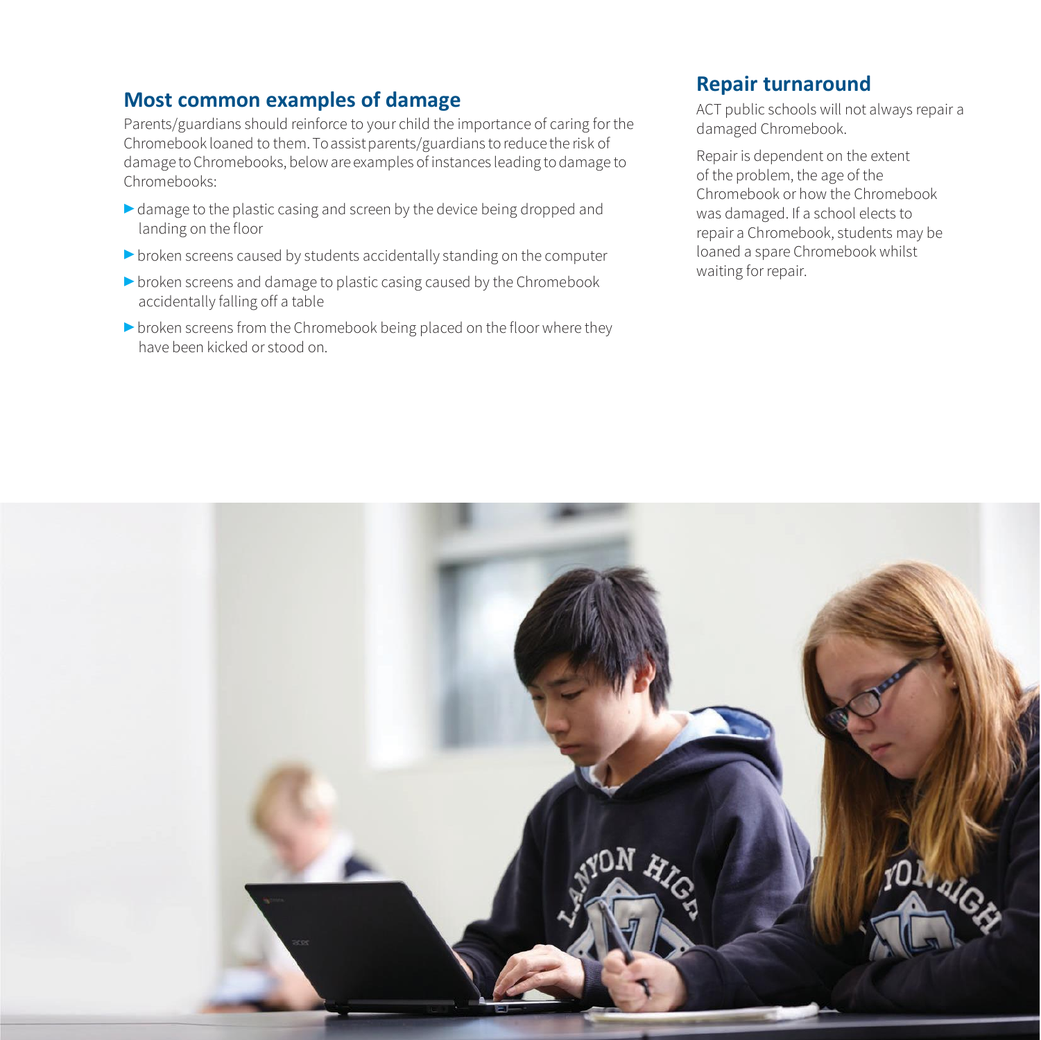## Most common examples of damage

Parents/guardians should reinforce to your child the importance of caring for the Chromebook loaned to them. To assist parents/guardians to reduce the risk of damage to Chromebooks, below are examples of instances leading to damage to Chromebooks:

- damage to the plastic casing and screen by the device being dropped and landing on the floor
- broken screens caused by students accidentally standing on the computer
- broken screens and damage to plastic casing caused by the Chromebook accidentally falling off a table
- broken screens from the Chromebook being placed on the floor where they have been kicked or stood on.

## Repair turnaround

ACT public schools will not always repair a damaged Chromebook.

Repair is dependent on the extent of the problem, the age of the Chromebook or how the Chromebook was damaged. If a school elects to repair a Chromebook, students may be loaned a spare Chromebook whilst waiting for repair.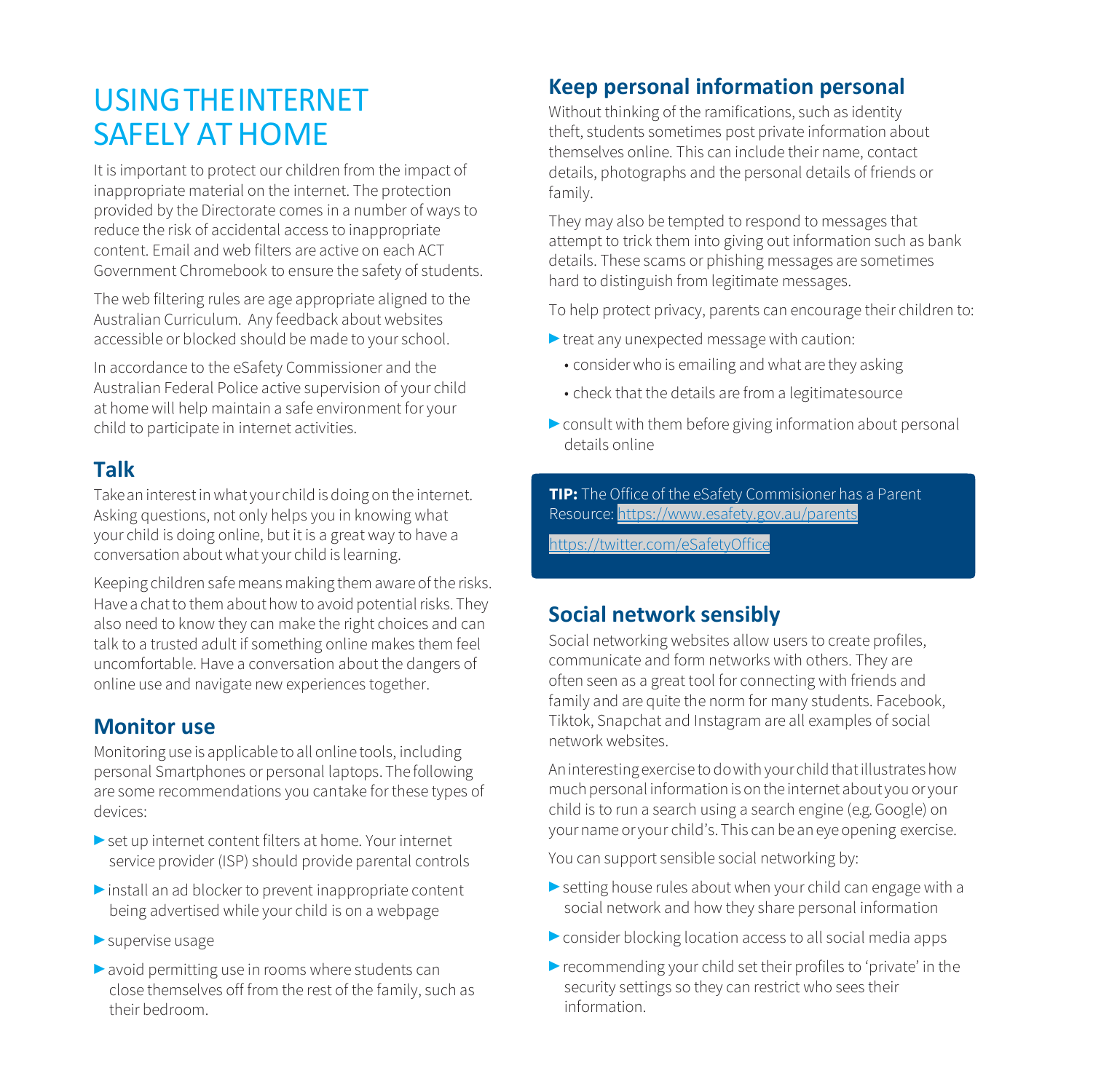# USING THE INTERNET SAFELY AT HOME

It is important to protect our children from the impact of inappropriate material on the internet. The protection provided by the Directorate comes in a number of ways to reduce the risk of accidental access to inappropriate content. Email and web filters are active on each ACT Government Chromebook to ensure the safety of students.

The web filtering rules are age appropriate aligned to the Australian Curriculum. Any feedback about websites accessible or blocked should be made to your school.

In accordance to the eSafety Commissioner and the Australian Federal Police active supervision of your child at home will help maintain a safe environment for your child to participate in internet activities.

## Talk

Take an interest in what your child is doing on the internet. Asking questions, not only helps you in knowing what your child is doing online, but it is a great way to have a conversation about what your child is learning.

Keeping children safe means making them aware of the risks. Have a chat to them about how to avoid potential risks. They also need to know they can make the right choices and can talk to a trusted adult if something online makes them feel uncomfortable. Have a conversation about the dangers of online use and navigate new experiences together.

## Monitor use

Monitoring use is applicable to all online tools, including personal Smartphones or personal laptops. The following are some recommendations you can take for these types of devices:

- set up internet content filters at home. Your internet service provider (ISP) should provide parental controls
- install an ad blocker to prevent inappropriate content being advertised while your child is on a webpage
- supervise usage
- avoid permitting use in rooms where students can close themselves off from the rest of the family, such as their bedroom.

## Keep personal information personal

Without thinking of the ramifications, such as identity theft, students sometimes post private information about themselves online. This can include their name, contact details, photographs and the personal details of friends or family.

They may also be tempted to respond to messages that attempt to trick them into giving out information such as bank details. These scams or phishing messages are sometimes hard to distinguish from legitimate messages.

To help protect privacy, parents can encourage their children to:

- treat any unexpected message with caution:
  - consider who is emailing and what are they asking
  - check that the details are from a legitimate source
- consult with them before giving information about personal details online

**TIP:** The Office of the eSafety Commisioner has a Parent Resource: https://www.esafety.gov.au/parents

https://twitter.com/eSafetyOffice

## Social network sensibly

Social networking websites allow users to create profiles, communicate and form networks with others. They are often seen as a great tool for connecting with friends and family and are quite the norm for many students. Facebook, Tiktok, Snapchat and Instagram are all examples of social network websites.

An interesting exercise to do with your child that illustrates how much personal information is on the internet about you or your child is to run a search using a search engine (e.g. Google) on your name or your child's. This can be an eye opening exercise.

You can support sensible social networking by:

- setting house rules about when your child can engage with a social network and how they share personal information
- consider blocking location access to all social media apps
- recommending your child set their profiles to 'private' in the security settings so they can restrict who sees their information.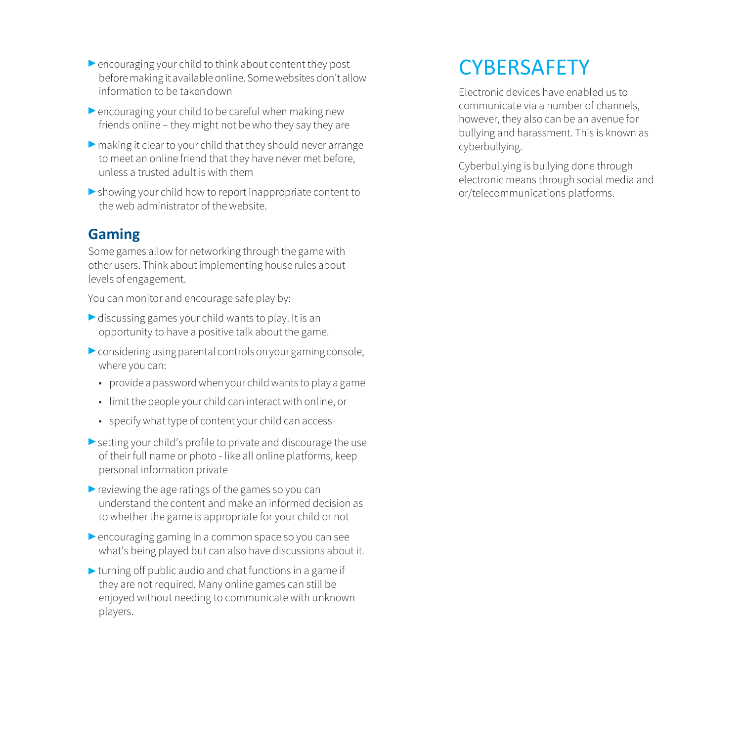- encouraging your child to think about content they post before making it available online. Some websites don't allow information to be taken down
- encouraging your child to be careful when making new friends online – they might not be who they say they are
- making it clear to your child that they should never arrange to meet an online friend that they have never met before, unless a trusted adult is with them
- showing your child how to report inappropriate content to the web administrator of the website.

### Gaming

Some games allow for networking through the game with other users. Think about implementing house rules about levels of engagement.

You can monitor and encourage safe play by:

- discussing games your child wants to play. It is an opportunity to have a positive talk about the game.
- considering using parental controls on your gaming console, where you can:
  - provide a password when your child wants to play a game
  - limit the people your child can interact with online, or
  - specify what type of content your child can access
- setting your child's profile to private and discourage the use of their full name or photo - like all online platforms, keep personal information private
- reviewing the age ratings of the games so you can understand the content and make an informed decision as to whether the game is appropriate for your child or not
- encouraging gaming in a common space so you can see what's being played but can also have discussions about it.
- turning off public audio and chat functions in a game if they are not required. Many online games can still be enjoyed without needing to communicate with unknown players.

## CYBERSAFETY

Electronic devices have enabled us to communicate via a number of channels, however, they also can be an avenue for bullying and harassment. This is known as cyberbullying.

Cyberbullying is bullying done through electronic means through social media and or/telecommunications platforms.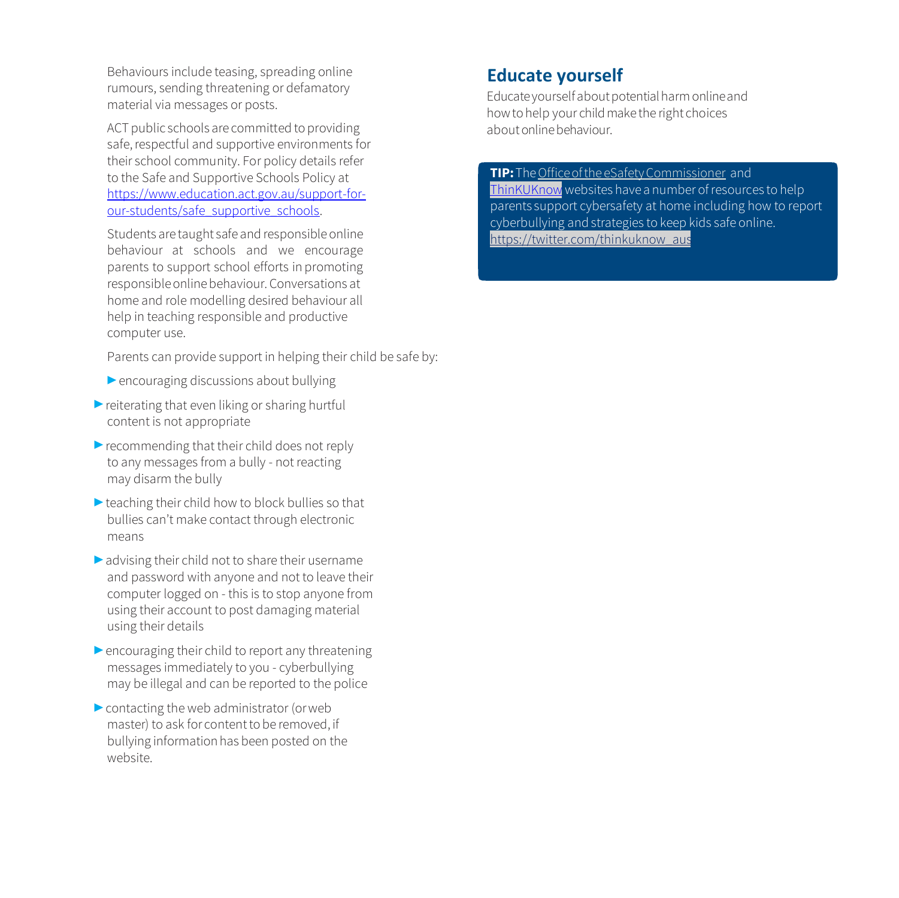Behaviours include teasing, spreading online rumours, sending threatening or defamatory material via messages or posts.

ACT public schools are committed to providing safe, respectful and supportive environments for their school community. For policy details refer to the Safe and Supportive Schools Policy at https://www.education.act.gov.au/support-for-our-students/safe_supportive_schools.

Students are taught safe and responsible online behaviour at schools and we encourage parents to support school efforts in promoting responsible online behaviour. Conversations at home and role modelling desired behaviour all help in teaching responsible and productive computer use.

Parents can provide support in helping their child be safe by:

- encouraging discussions about bullying
- reiterating that even liking or sharing hurtful content is not appropriate
- recommending that their child does not reply to any messages from a bully - not reacting may disarm the bully
- teaching their child how to block bullies so that bullies can't make contact through electronic means
- advising their child not to share their username and password with anyone and not to leave their computer logged on - this is to stop anyone from using their account to post damaging material using their details
- encouraging their child to report any threatening messages immediately to you - cyberbullying may be illegal and can be reported to the police
- contacting the web administrator (or web master) to ask for content to be removed, if bullying information has been posted on the website.

## Educate yourself

Educate yourself about potential harm online and how to help your child make the right choices about online behaviour.

**TIP:** The Office of the eSafety Commissioner and ThinKUKnow websites have a number of resources to help parents support cybersafety at home including how to report cyberbullying and strategies to keep kids safe online. https://twitter.com/thinkuknow_aus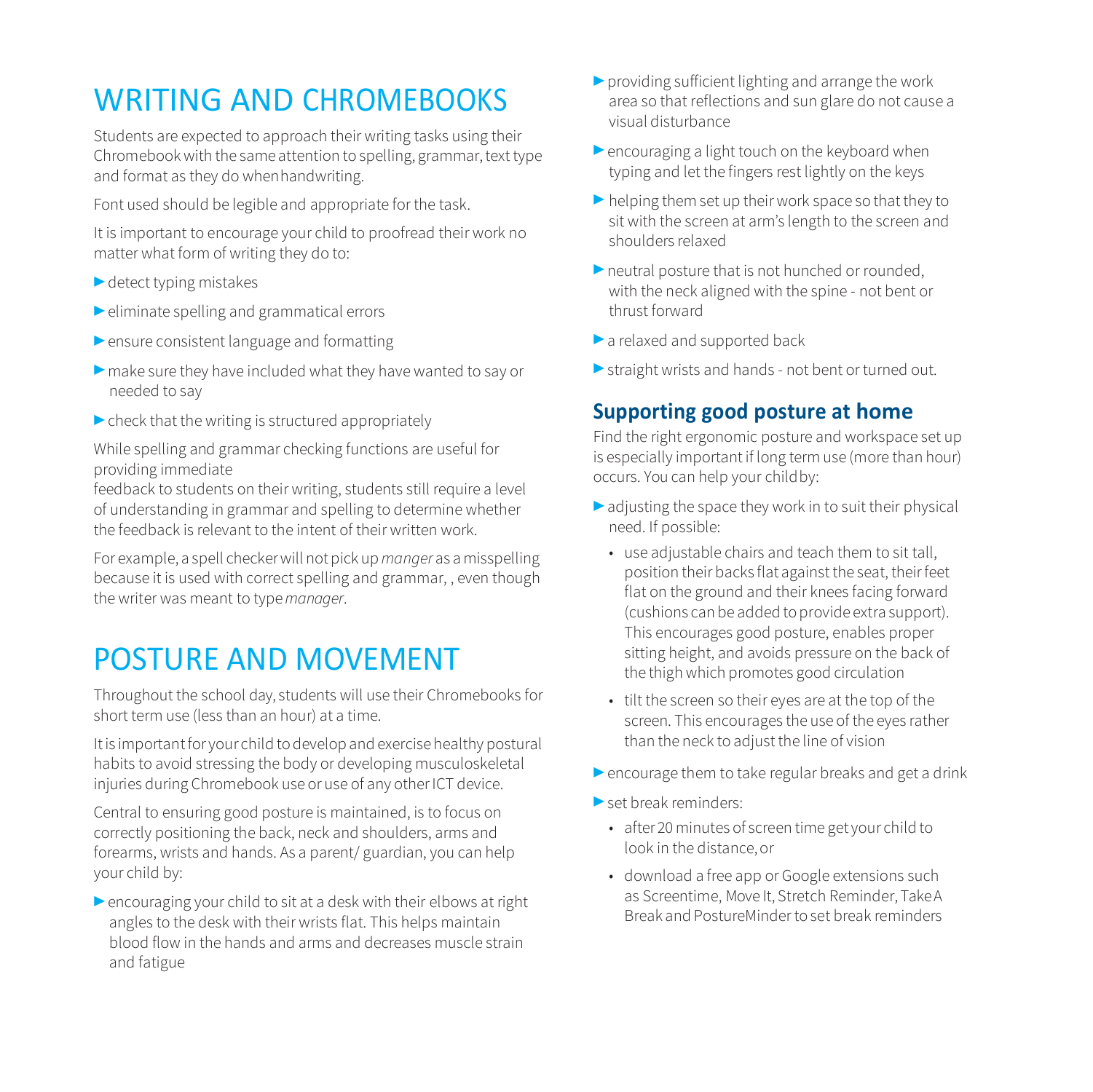# WRITING AND CHROMEBOOKS

Students are expected to approach their writing tasks using their Chromebook with the same attention to spelling, grammar, text type and format as they do when handwriting.

Font used should be legible and appropriate for the task.

It is important to encourage your child to proofread their work no matter what form of writing they do to:

- detect typing mistakes
- eliminate spelling and grammatical errors
- ensure consistent language and formatting
- make sure they have included what they have wanted to say or needed to say
- check that the writing is structured appropriately

While spelling and grammar checking functions are useful for providing immediate
feedback to students on their writing, students still require a level of understanding in grammar and spelling to determine whether the feedback is relevant to the intent of their written work.

For example, a spell checker will not pick up *manger* as a misspelling because it is used with correct spelling and grammar, , even though the writer was meant to type *manager*.

# POSTURE AND MOVEMENT

Throughout the school day, students will use their Chromebooks for short term use (less than an hour) at a time.

It is important for your child to develop and exercise healthy postural habits to avoid stressing the body or developing musculoskeletal injuries during Chromebook use or use of any other ICT device.

Central to ensuring good posture is maintained, is to focus on correctly positioning the back, neck and shoulders, arms and forearms, wrists and hands. As a parent/ guardian, you can help your child by:

- encouraging your child to sit at a desk with their elbows at right angles to the desk with their wrists flat. This helps maintain blood flow in the hands and arms and decreases muscle strain and fatigue
- providing sufficient lighting and arrange the work area so that reflections and sun glare do not cause a visual disturbance
- encouraging a light touch on the keyboard when typing and let the fingers rest lightly on the keys
- helping them set up their work space so that they to sit with the screen at arm's length to the screen and shoulders relaxed
- neutral posture that is not hunched or rounded, with the neck aligned with the spine - not bent or thrust forward
- a relaxed and supported back
- straight wrists and hands - not bent or turned out.

## Supporting good posture at home

Find the right ergonomic posture and workspace set up is especially important if long term use (more than hour) occurs. You can help your child by:

- adjusting the space they work in to suit their physical need. If possible:
  - use adjustable chairs and teach them to sit tall, position their backs flat against the seat, their feet flat on the ground and their knees facing forward (cushions can be added to provide extra support). This encourages good posture, enables proper sitting height, and avoids pressure on the back of the thigh which promotes good circulation
  - tilt the screen so their eyes are at the top of the screen. This encourages the use of the eyes rather than the neck to adjust the line of vision
- encourage them to take regular breaks and get a drink
- set break reminders:
  - after 20 minutes of screen time get your child to look in the distance, or
  - download a free app or Google extensions such as Screentime, Move It, Stretch Reminder, Take A Break and PostureMinder to set break reminders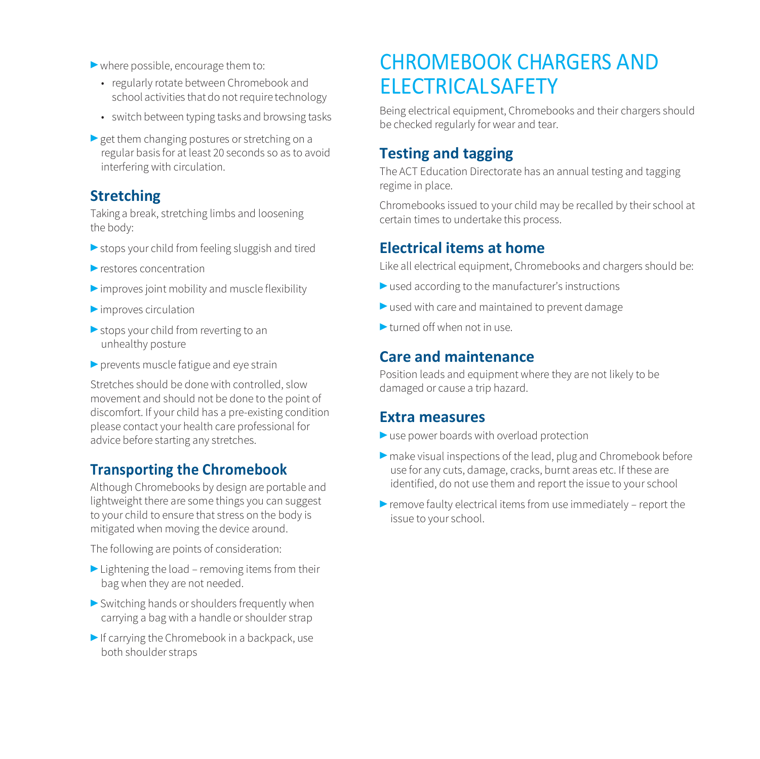- where possible, encourage them to:
  - regularly rotate between Chromebook and school activities that do not require technology
  - switch between typing tasks and browsing tasks
- get them changing postures or stretching on a regular basis for at least 20 seconds so as to avoid interfering with circulation.

## Stretching

Taking a break, stretching limbs and loosening the body:

- stops your child from feeling sluggish and tired
- restores concentration
- improves joint mobility and muscle flexibility
- improves circulation
- stops your child from reverting to an unhealthy posture
- prevents muscle fatigue and eye strain

Stretches should be done with controlled, slow movement and should not be done to the point of discomfort. If your child has a pre-existing condition please contact your health care professional for advice before starting any stretches.

## Transporting the Chromebook

Although Chromebooks by design are portable and lightweight there are some things you can suggest to your child to ensure that stress on the body is mitigated when moving the device around.

The following are points of consideration:

- Lightening the load – removing items from their bag when they are not needed.
- Switching hands or shoulders frequently when carrying a bag with a handle or shoulder strap
- If carrying the Chromebook in a backpack, use both shoulder straps

# CHROMEBOOK CHARGERS AND ELECTRICALSAFETY

Being electrical equipment, Chromebooks and their chargers should be checked regularly for wear and tear.

## Testing and tagging

The ACT Education Directorate has an annual testing and tagging regime in place.

Chromebooks issued to your child may be recalled by their school at certain times to undertake this process.

## Electrical items at home

Like all electrical equipment, Chromebooks and chargers should be:

- used according to the manufacturer's instructions
- used with care and maintained to prevent damage
- turned off when not in use.

## Care and maintenance

Position leads and equipment where they are not likely to be damaged or cause a trip hazard.

## Extra measures

- use power boards with overload protection
- make visual inspections of the lead, plug and Chromebook before use for any cuts, damage, cracks, burnt areas etc. If these are identified, do not use them and report the issue to your school
- remove faulty electrical items from use immediately – report the issue to your school.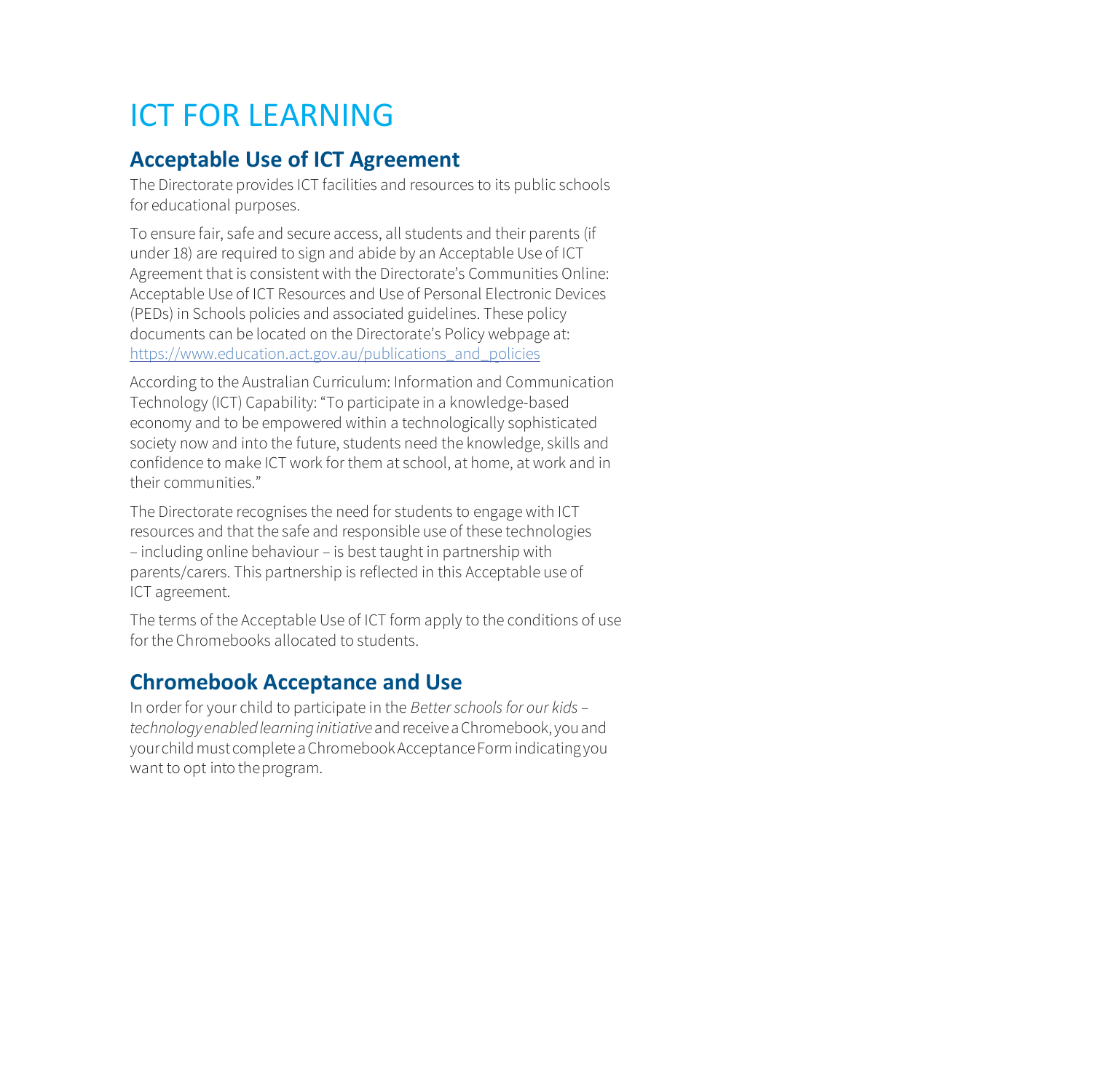# ICT FOR LEARNING

## Acceptable Use of ICT Agreement

The Directorate provides ICT facilities and resources to its public schools for educational purposes.

To ensure fair, safe and secure access, all students and their parents (if under 18) are required to sign and abide by an Acceptable Use of ICT Agreement that is consistent with the Directorate's Communities Online: Acceptable Use of ICT Resources and Use of Personal Electronic Devices (PEDs) in Schools policies and associated guidelines. These policy documents can be located on the Directorate's Policy webpage at: https://www.education.act.gov.au/publications_and_policies

According to the Australian Curriculum: Information and Communication Technology (ICT) Capability: "To participate in a knowledge-based economy and to be empowered within a technologically sophisticated society now and into the future, students need the knowledge, skills and confidence to make ICT work for them at school, at home, at work and in their communities."

The Directorate recognises the need for students to engage with ICT resources and that the safe and responsible use of these technologies – including online behaviour – is best taught in partnership with parents/carers. This partnership is reflected in this Acceptable use of ICT agreement.

The terms of the Acceptable Use of ICT form apply to the conditions of use for the Chromebooks allocated to students.

## Chromebook Acceptance and Use

In order for your child to participate in the *Better schools for our kids – technology enabled learning initiative* and receive a Chromebook, you and your child must complete a Chromebook Acceptance Form indicating you want to opt into the program.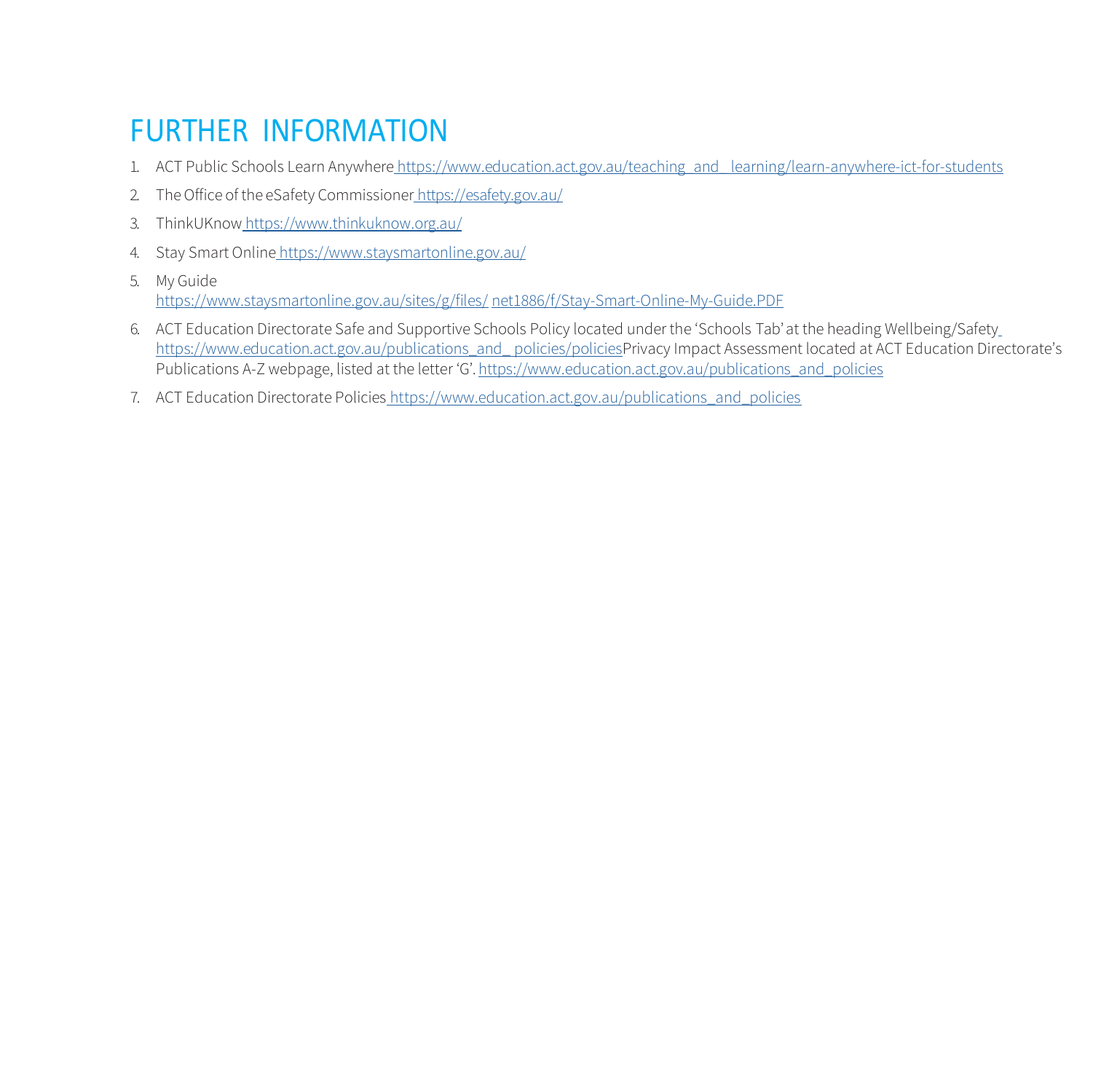# FURTHER INFORMATION

1. ACT Public Schools Learn Anywhere https://www.education.act.gov.au/teaching_and_ learning/learn-anywhere-ict-for-students
2. The Office of the eSafety Commissioner https://esafety.gov.au/
3. ThinkUKnow https://www.thinkuknow.org.au/
4. Stay Smart Online https://www.staysmartonline.gov.au/
5. My Guide https://www.staysmartonline.gov.au/sites/g/files/ net1886/f/Stay-Smart-Online-My-Guide.PDF
6. ACT Education Directorate Safe and Supportive Schools Policy located under the 'Schools Tab' at the heading Wellbeing/Safety https://www.education.act.gov.au/publications_and_ policies/policiesPrivacy Impact Assessment located at ACT Education Directorate's Publications A-Z webpage, listed at the letter 'G'. https://www.education.act.gov.au/publications_and_policies
7. ACT Education Directorate Policies https://www.education.act.gov.au/publications_and_policies